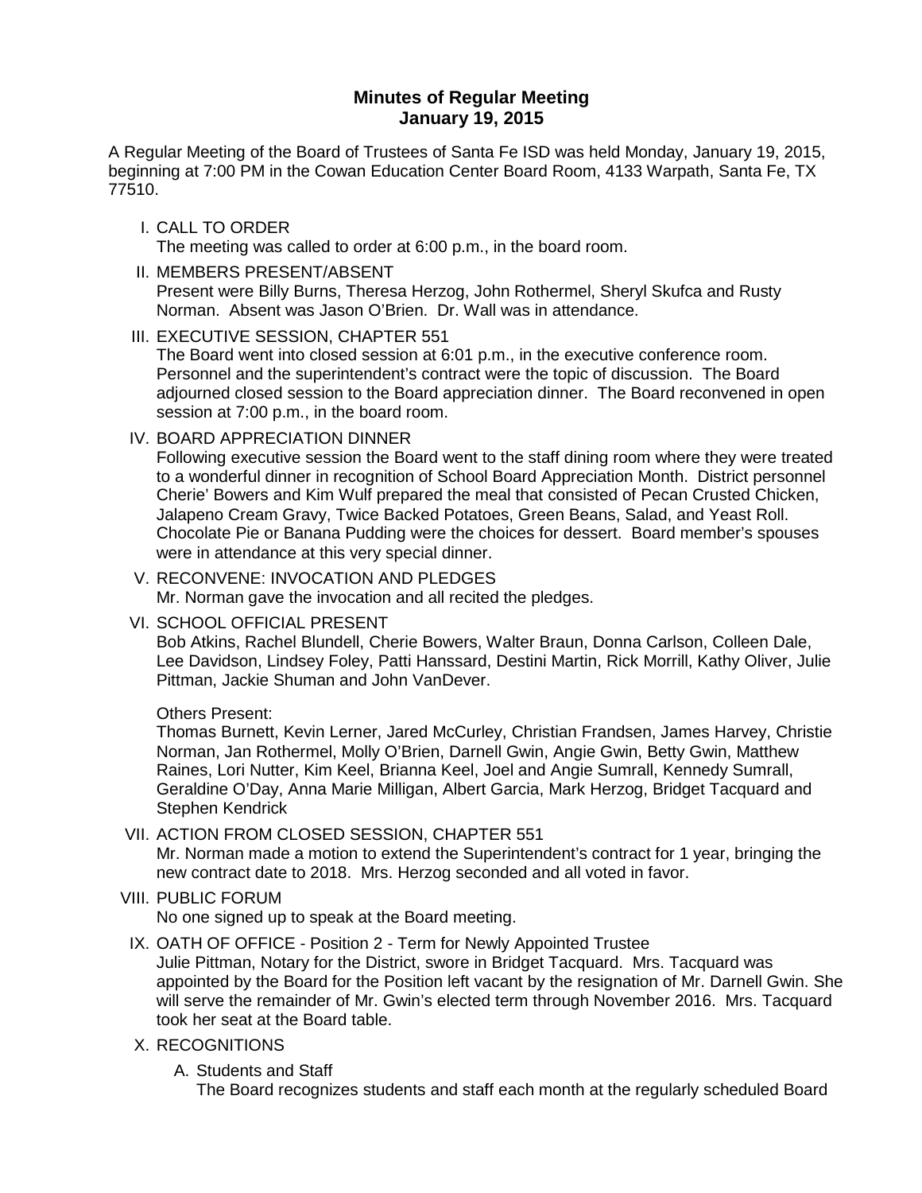# Minutes of Regular Meeting
## January 19, 2015

A Regular Meeting of the Board of Trustees of Santa Fe ISD was held Monday, January 19, 2015, beginning at 7:00 PM in the Cowan Education Center Board Room, 4133 Warpath, Santa Fe, TX 77510.

I. CALL TO ORDER
The meeting was called to order at 6:00 p.m., in the board room.

II. MEMBERS PRESENT/ABSENT
Present were Billy Burns, Theresa Herzog, John Rothermel, Sheryl Skufca and Rusty Norman. Absent was Jason O'Brien. Dr. Wall was in attendance.

III. EXECUTIVE SESSION, CHAPTER 551
The Board went into closed session at 6:01 p.m., in the executive conference room. Personnel and the superintendent's contract were the topic of discussion. The Board adjourned closed session to the Board appreciation dinner. The Board reconvened in open session at 7:00 p.m., in the board room.

IV. BOARD APPRECIATION DINNER
Following executive session the Board went to the staff dining room where they were treated to a wonderful dinner in recognition of School Board Appreciation Month. District personnel Cherie' Bowers and Kim Wulf prepared the meal that consisted of Pecan Crusted Chicken, Jalapeno Cream Gravy, Twice Backed Potatoes, Green Beans, Salad, and Yeast Roll. Chocolate Pie or Banana Pudding were the choices for dessert. Board member's spouses were in attendance at this very special dinner.

V. RECONVENE: INVOCATION AND PLEDGES
Mr. Norman gave the invocation and all recited the pledges.

VI. SCHOOL OFFICIAL PRESENT
Bob Atkins, Rachel Blundell, Cherie Bowers, Walter Braun, Donna Carlson, Colleen Dale, Lee Davidson, Lindsey Foley, Patti Hanssard, Destini Martin, Rick Morrill, Kathy Oliver, Julie Pittman, Jackie Shuman and John VanDever.

Others Present:
Thomas Burnett, Kevin Lerner, Jared McCurley, Christian Frandsen, James Harvey, Christie Norman, Jan Rothermel, Molly O'Brien, Darnell Gwin, Angie Gwin, Betty Gwin, Matthew Raines, Lori Nutter, Kim Keel, Brianna Keel, Joel and Angie Sumrall, Kennedy Sumrall, Geraldine O'Day, Anna Marie Milligan, Albert Garcia, Mark Herzog, Bridget Tacquard and Stephen Kendrick

VII. ACTION FROM CLOSED SESSION, CHAPTER 551
Mr. Norman made a motion to extend the Superintendent's contract for 1 year, bringing the new contract date to 2018. Mrs. Herzog seconded and all voted in favor.

VIII. PUBLIC FORUM
No one signed up to speak at the Board meeting.

IX. OATH OF OFFICE - Position 2 - Term for Newly Appointed Trustee
Julie Pittman, Notary for the District, swore in Bridget Tacquard. Mrs. Tacquard was appointed by the Board for the Position left vacant by the resignation of Mr. Darnell Gwin. She will serve the remainder of Mr. Gwin's elected term through November 2016. Mrs. Tacquard took her seat at the Board table.

X. RECOGNITIONS

A. Students and Staff
The Board recognizes students and staff each month at the regularly scheduled Board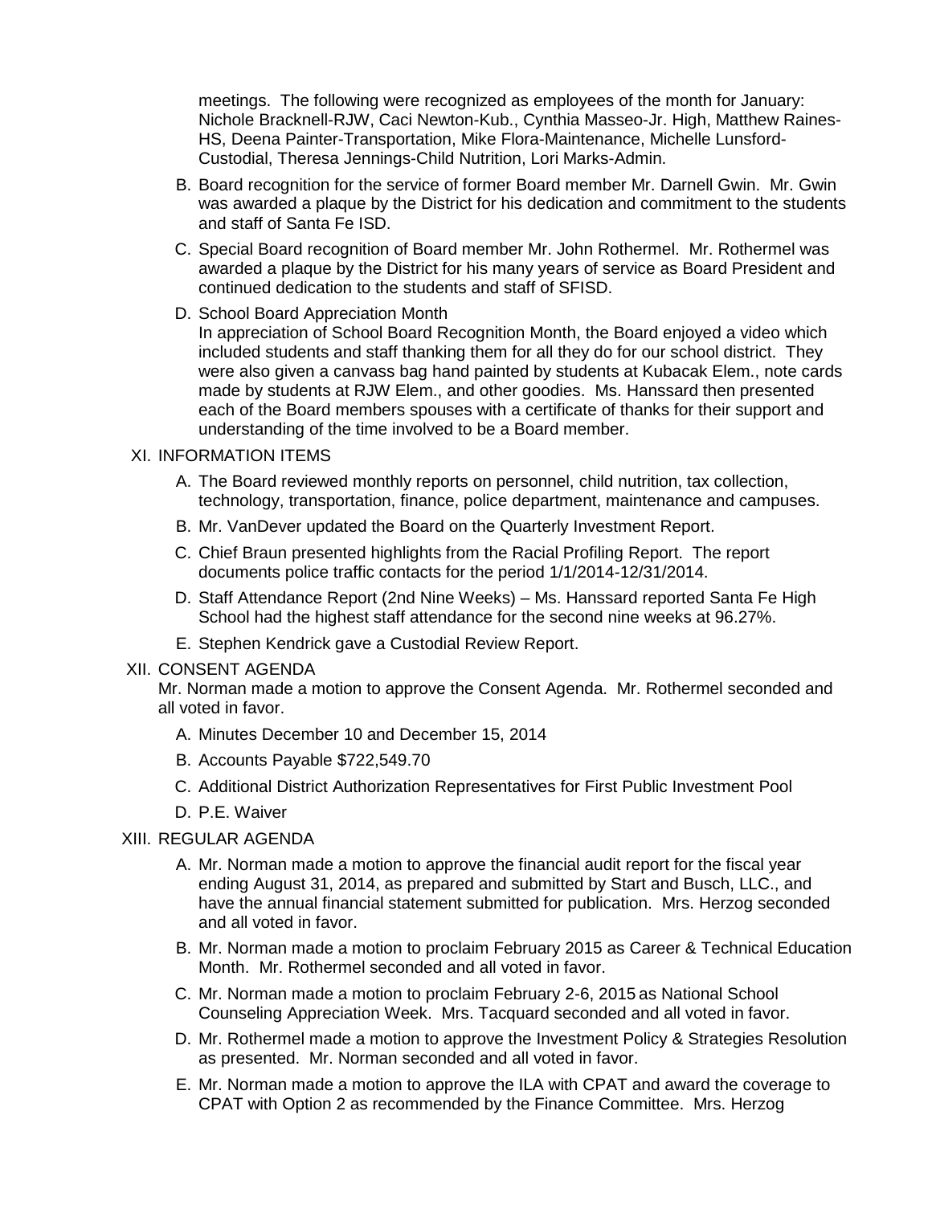meetings. The following were recognized as employees of the month for January: Nichole Bracknell-RJW, Caci Newton-Kub., Cynthia Masseo-Jr. High, Matthew Raines-HS, Deena Painter-Transportation, Mike Flora-Maintenance, Michelle Lunsford-Custodial, Theresa Jennings-Child Nutrition, Lori Marks-Admin.

B. Board recognition for the service of former Board member Mr. Darnell Gwin. Mr. Gwin was awarded a plaque by the District for his dedication and commitment to the students and staff of Santa Fe ISD.

C. Special Board recognition of Board member Mr. John Rothermel. Mr. Rothermel was awarded a plaque by the District for his many years of service as Board President and continued dedication to the students and staff of SFISD.

D. School Board Appreciation Month
In appreciation of School Board Recognition Month, the Board enjoyed a video which included students and staff thanking them for all they do for our school district. They were also given a canvass bag hand painted by students at Kubacak Elem., note cards made by students at RJW Elem., and other goodies. Ms. Hanssard then presented each of the Board members spouses with a certificate of thanks for their support and understanding of the time involved to be a Board member.

XI. INFORMATION ITEMS

A. The Board reviewed monthly reports on personnel, child nutrition, tax collection, technology, transportation, finance, police department, maintenance and campuses.

B. Mr. VanDever updated the Board on the Quarterly Investment Report.

C. Chief Braun presented highlights from the Racial Profiling Report. The report documents police traffic contacts for the period 1/1/2014-12/31/2014.

D. Staff Attendance Report (2nd Nine Weeks) – Ms. Hanssard reported Santa Fe High School had the highest staff attendance for the second nine weeks at 96.27%.

E. Stephen Kendrick gave a Custodial Review Report.

XII. CONSENT AGENDA
Mr. Norman made a motion to approve the Consent Agenda. Mr. Rothermel seconded and all voted in favor.

A. Minutes December 10 and December 15, 2014

B. Accounts Payable $722,549.70

C. Additional District Authorization Representatives for First Public Investment Pool

D. P.E. Waiver

XIII. REGULAR AGENDA

A. Mr. Norman made a motion to approve the financial audit report for the fiscal year ending August 31, 2014, as prepared and submitted by Start and Busch, LLC., and have the annual financial statement submitted for publication. Mrs. Herzog seconded and all voted in favor.

B. Mr. Norman made a motion to proclaim February 2015 as Career & Technical Education Month. Mr. Rothermel seconded and all voted in favor.

C. Mr. Norman made a motion to proclaim February 2-6, 2015 as National School Counseling Appreciation Week. Mrs. Tacquard seconded and all voted in favor.

D. Mr. Rothermel made a motion to approve the Investment Policy & Strategies Resolution as presented. Mr. Norman seconded and all voted in favor.

E. Mr. Norman made a motion to approve the ILA with CPAT and award the coverage to CPAT with Option 2 as recommended by the Finance Committee. Mrs. Herzog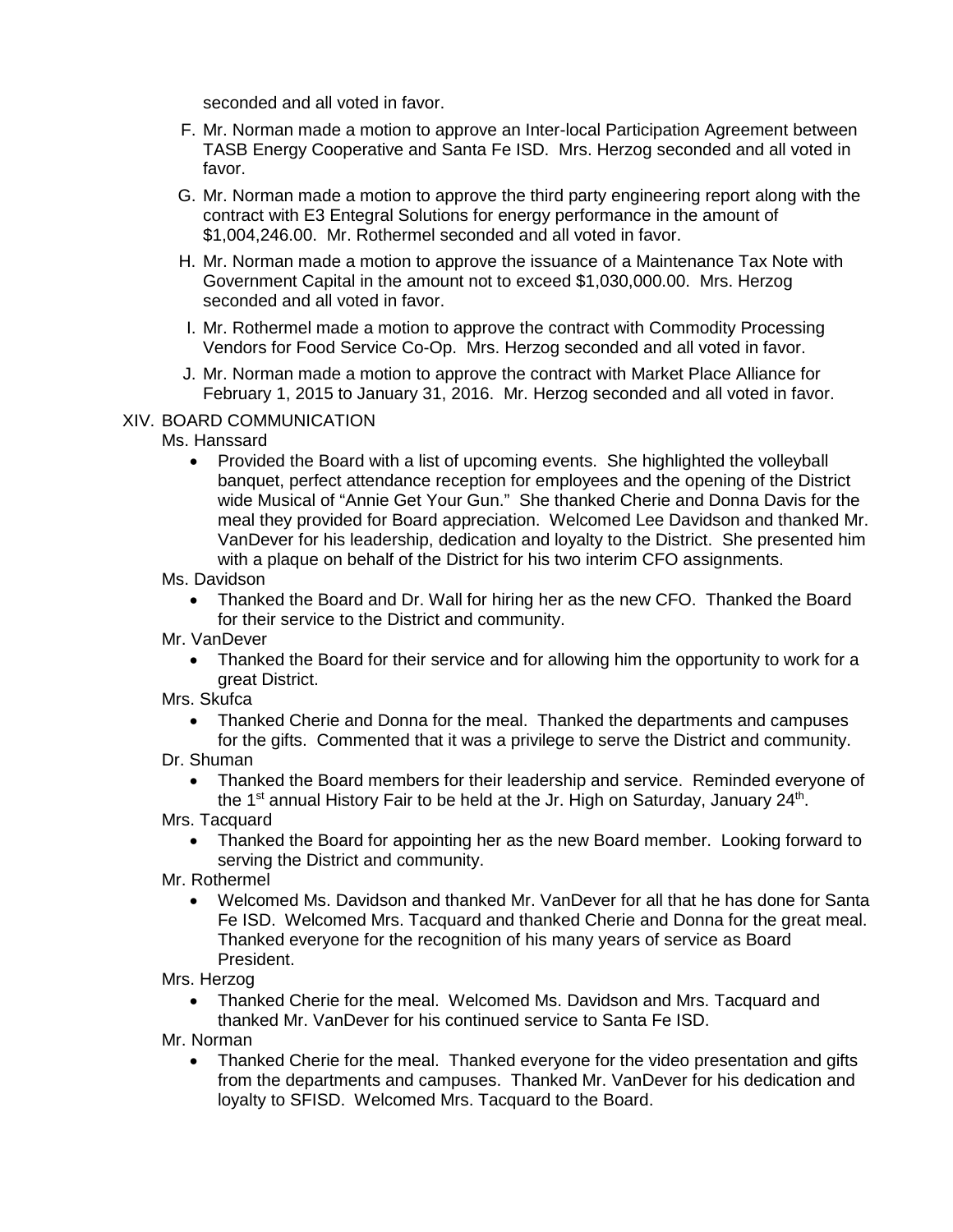seconded and all voted in favor.

F. Mr. Norman made a motion to approve an Inter-local Participation Agreement between TASB Energy Cooperative and Santa Fe ISD. Mrs. Herzog seconded and all voted in favor.

G. Mr. Norman made a motion to approve the third party engineering report along with the contract with E3 Entegral Solutions for energy performance in the amount of $1,004,246.00. Mr. Rothermel seconded and all voted in favor.

H. Mr. Norman made a motion to approve the issuance of a Maintenance Tax Note with Government Capital in the amount not to exceed $1,030,000.00. Mrs. Herzog seconded and all voted in favor.

I. Mr. Rothermel made a motion to approve the contract with Commodity Processing Vendors for Food Service Co-Op. Mrs. Herzog seconded and all voted in favor.

J. Mr. Norman made a motion to approve the contract with Market Place Alliance for February 1, 2015 to January 31, 2016. Mr. Herzog seconded and all voted in favor.

XIV. BOARD COMMUNICATION

Ms. Hanssard

- Provided the Board with a list of upcoming events. She highlighted the volleyball banquet, perfect attendance reception for employees and the opening of the District wide Musical of "Annie Get Your Gun." She thanked Cherie and Donna Davis for the meal they provided for Board appreciation. Welcomed Lee Davidson and thanked Mr. VanDever for his leadership, dedication and loyalty to the District. She presented him with a plaque on behalf of the District for his two interim CFO assignments.

Ms. Davidson

- Thanked the Board and Dr. Wall for hiring her as the new CFO. Thanked the Board for their service to the District and community.

Mr. VanDever

- Thanked the Board for their service and for allowing him the opportunity to work for a great District.

Mrs. Skufca

- Thanked Cherie and Donna for the meal. Thanked the departments and campuses for the gifts. Commented that it was a privilege to serve the District and community.

Dr. Shuman

- Thanked the Board members for their leadership and service. Reminded everyone of the 1st annual History Fair to be held at the Jr. High on Saturday, January 24th.

Mrs. Tacquard

- Thanked the Board for appointing her as the new Board member. Looking forward to serving the District and community.

Mr. Rothermel

- Welcomed Ms. Davidson and thanked Mr. VanDever for all that he has done for Santa Fe ISD. Welcomed Mrs. Tacquard and thanked Cherie and Donna for the great meal. Thanked everyone for the recognition of his many years of service as Board President.

Mrs. Herzog

- Thanked Cherie for the meal. Welcomed Ms. Davidson and Mrs. Tacquard and thanked Mr. VanDever for his continued service to Santa Fe ISD.

Mr. Norman

- Thanked Cherie for the meal. Thanked everyone for the video presentation and gifts from the departments and campuses. Thanked Mr. VanDever for his dedication and loyalty to SFISD. Welcomed Mrs. Tacquard to the Board.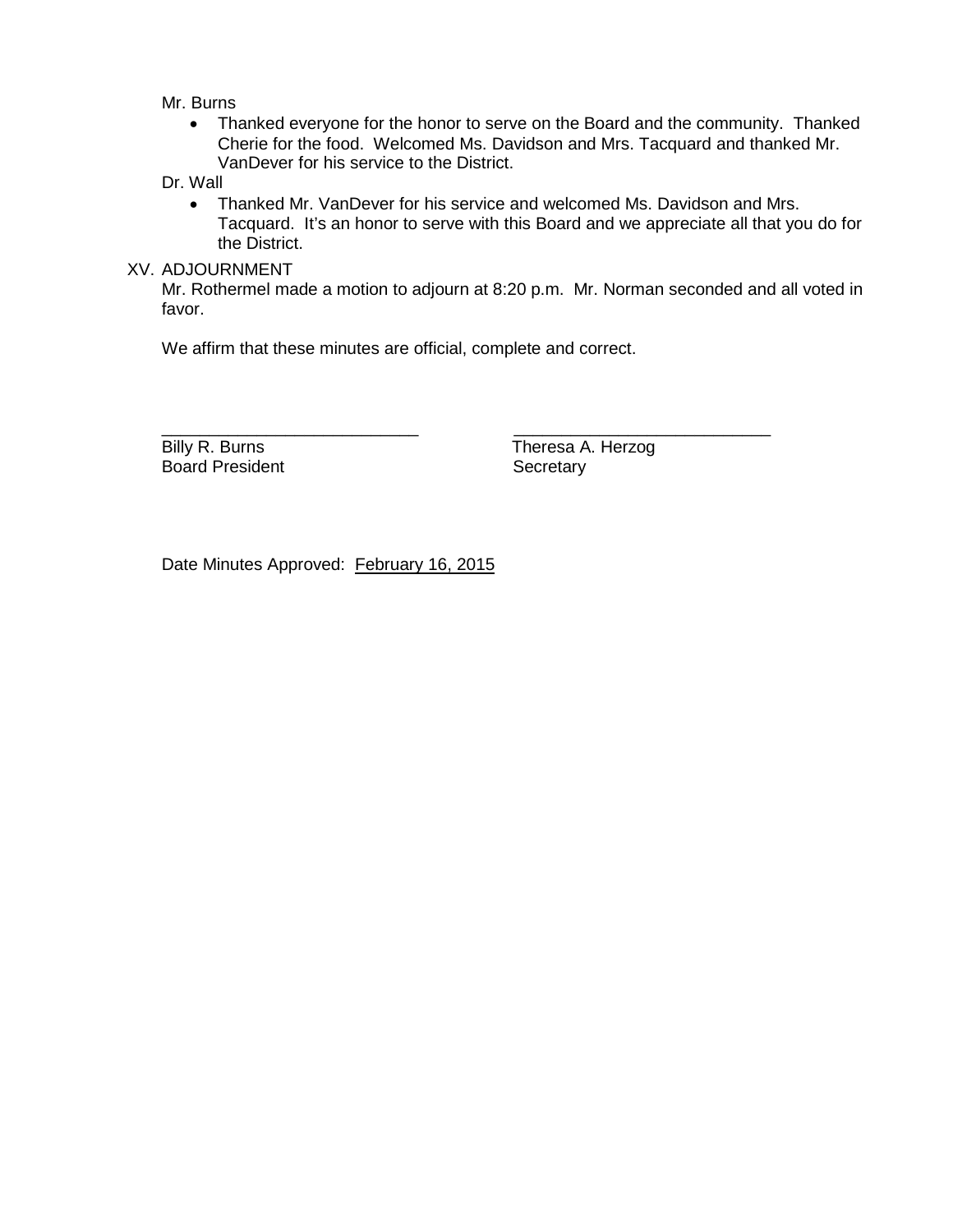Mr. Burns

- Thanked everyone for the honor to serve on the Board and the community. Thanked Cherie for the food. Welcomed Ms. Davidson and Mrs. Tacquard and thanked Mr. VanDever for his service to the District.

Dr. Wall

- Thanked Mr. VanDever for his service and welcomed Ms. Davidson and Mrs. Tacquard. It's an honor to serve with this Board and we appreciate all that you do for the District.

XV. ADJOURNMENT

Mr. Rothermel made a motion to adjourn at 8:20 p.m. Mr. Norman seconded and all voted in favor.

We affirm that these minutes are official, complete and correct.

\_\_\_\_\_\_\_\_\_\_\_\_\_\_\_\_\_\_\_\_\_\_\_\_\_\_\_\_ \_\_\_\_\_\_\_\_\_\_\_\_\_\_\_\_\_\_\_\_\_\_\_\_\_\_\_\_

Billy R. Burns Theresa A. Herzog
Board President Secretary

Date Minutes Approved: February 16, 2015